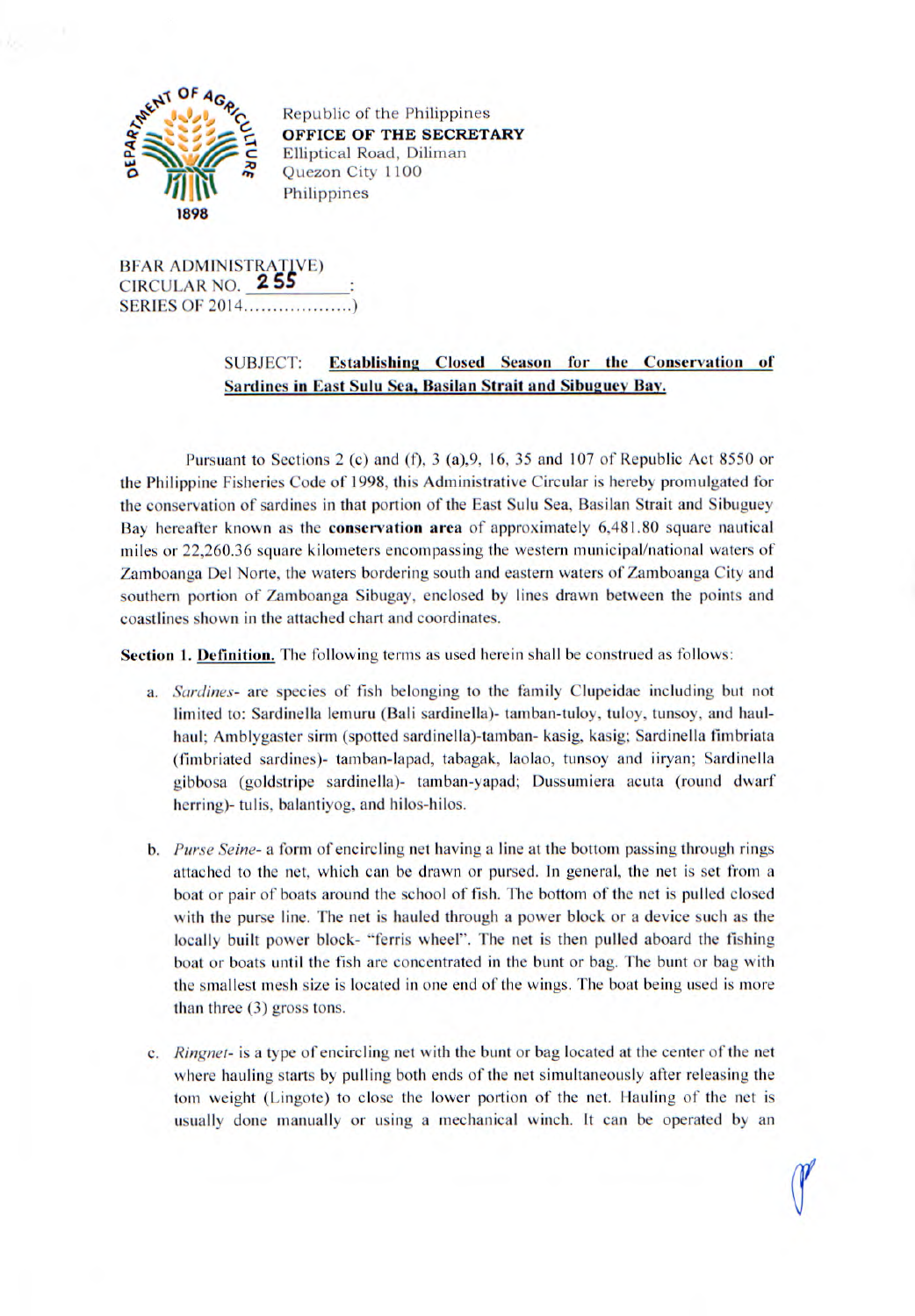Republic of the Philippines
**OFFICE OF THE SECRETARY**
Elliptical Road, Diliman
Quezon City 1100
Philippines

BFAR ADMINISTRATIVE)
CIRCULAR NO. **255** :
SERIES OF 2014..................)

SUBJECT: **Establishing Closed Season for the Conservation of Sardines in East Sulu Sea, Basilan Strait and Sibuguey Bay.**

Pursuant to Sections 2 (c) and (f), 3 (a),9, 16, 35 and 107 of Republic Act 8550 or the Philippine Fisheries Code of 1998, this Administrative Circular is hereby promulgated for the conservation of sardines in that portion of the East Sulu Sea, Basilan Strait and Sibuguey Bay hereafter known as the **conservation area** of approximately 6,481.80 square nautical miles or 22,260.36 square kilometers encompassing the western municipal/national waters of Zamboanga Del Norte, the waters bordering south and eastern waters of Zamboanga City and southern portion of Zamboanga Sibugay, enclosed by lines drawn between the points and coastlines shown in the attached chart and coordinates.

**Section 1. Definition.** The following terms as used herein shall be construed as follows:

a. *Sardines*- are species of fish belonging to the family Clupeidae including but not limited to: Sardinella lemuru (Bali sardinella)- tamban-tuloy, tuloy, tunsoy, and haul-haul; Amblygaster sirm (spotted sardinella)-tamban- kasig, kasig; Sardinella fimbriata (fimbriated sardines)- tamban-lapad, tabagak, laolao, tunsoy and iiryan; Sardinella gibbosa (goldstripe sardinella)- tamban-yapad; Dussumiera acuta (round dwarf herring)- tulis, balantiyog, and hilos-hilos.

b. *Purse Seine*- a form of encircling net having a line at the bottom passing through rings attached to the net, which can be drawn or pursed. In general, the net is set from a boat or pair of boats around the school of fish. The bottom of the net is pulled closed with the purse line. The net is hauled through a power block or a device such as the locally built power block- "ferris wheel". The net is then pulled aboard the fishing boat or boats until the fish are concentrated in the bunt or bag. The bunt or bag with the smallest mesh size is located in one end of the wings. The boat being used is more than three (3) gross tons.

c. *Ringnet*- is a type of encircling net with the bunt or bag located at the center of the net where hauling starts by pulling both ends of the net simultaneously after releasing the tom weight (Lingote) to close the lower portion of the net. Hauling of the net is usually done manually or using a mechanical winch. It can be operated by an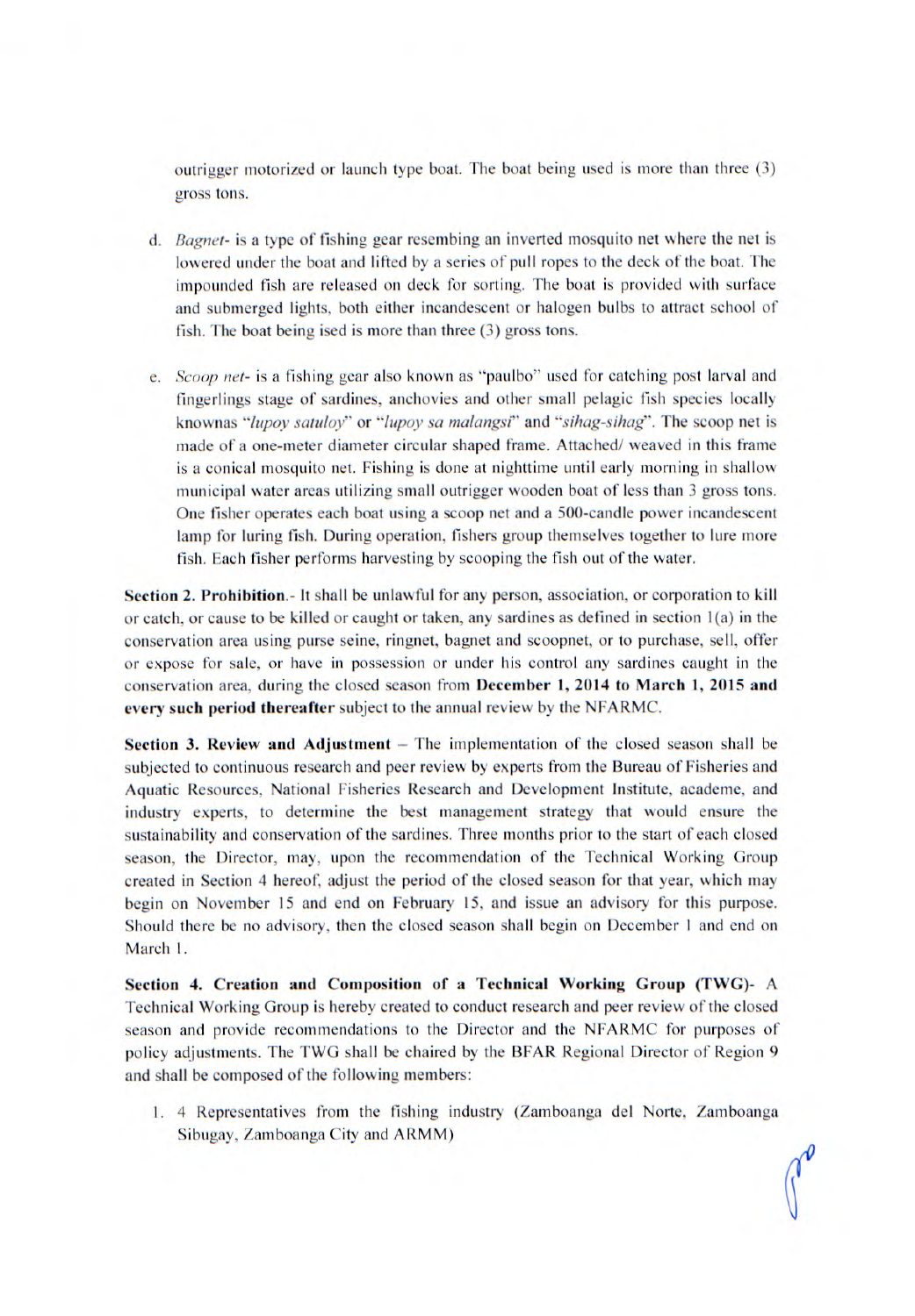outrigger motorized or launch type boat. The boat being used is more than three (3) gross tons.

d. *Bagnet*- is a type of fishing gear resembing an inverted mosquito net where the net is lowered under the boat and lifted by a series of pull ropes to the deck of the boat. The impounded fish are released on deck for sorting. The boat is provided with surface and submerged lights, both either incandescent or halogen bulbs to attract school of fish. The boat being ised is more than three (3) gross tons.

e. *Scoop net*- is a fishing gear also known as "paulbo" used for catching post larval and fingerlings stage of sardines, anchovies and other small pelagic fish species locally knownas "*lupoy satuloy*" or "*lupoy sa malangsi*" and "*sihag-sihag*". The scoop net is made of a one-meter diameter circular shaped frame. Attached/ weaved in this frame is a conical mosquito net. Fishing is done at nighttime until early morning in shallow municipal water areas utilizing small outrigger wooden boat of less than 3 gross tons. One fisher operates each boat using a scoop net and a 500-candle power incandescent lamp for luring fish. During operation, fishers group themselves together to lure more fish. Each fisher performs harvesting by scooping the fish out of the water.

**Section 2. Prohibition**.- It shall be unlawful for any person, association, or corporation to kill or catch, or cause to be killed or caught or taken, any sardines as defined in section 1(a) in the conservation area using purse seine, ringnet, bagnet and scoopnet, or to purchase, sell, offer or expose for sale, or have in possession or under his control any sardines caught in the conservation area, during the closed season from **December 1, 2014 to March 1, 2015 and every such period thereafter** subject to the annual review by the NFARMC.

**Section 3. Review and Adjustment** – The implementation of the closed season shall be subjected to continuous research and peer review by experts from the Bureau of Fisheries and Aquatic Resources, National Fisheries Research and Development Institute, academe, and industry experts, to determine the best management strategy that would ensure the sustainability and conservation of the sardines. Three months prior to the start of each closed season, the Director, may, upon the recommendation of the Technical Working Group created in Section 4 hereof, adjust the period of the closed season for that year, which may begin on November 15 and end on February 15, and issue an advisory for this purpose. Should there be no advisory, then the closed season shall begin on December 1 and end on March 1.

**Section 4. Creation and Composition of a Technical Working Group (TWG)**- A Technical Working Group is hereby created to conduct research and peer review of the closed season and provide recommendations to the Director and the NFARMC for purposes of policy adjustments. The TWG shall be chaired by the BFAR Regional Director of Region 9 and shall be composed of the following members:

1. 4 Representatives from the fishing industry (Zamboanga del Norte, Zamboanga Sibugay, Zamboanga City and ARMM)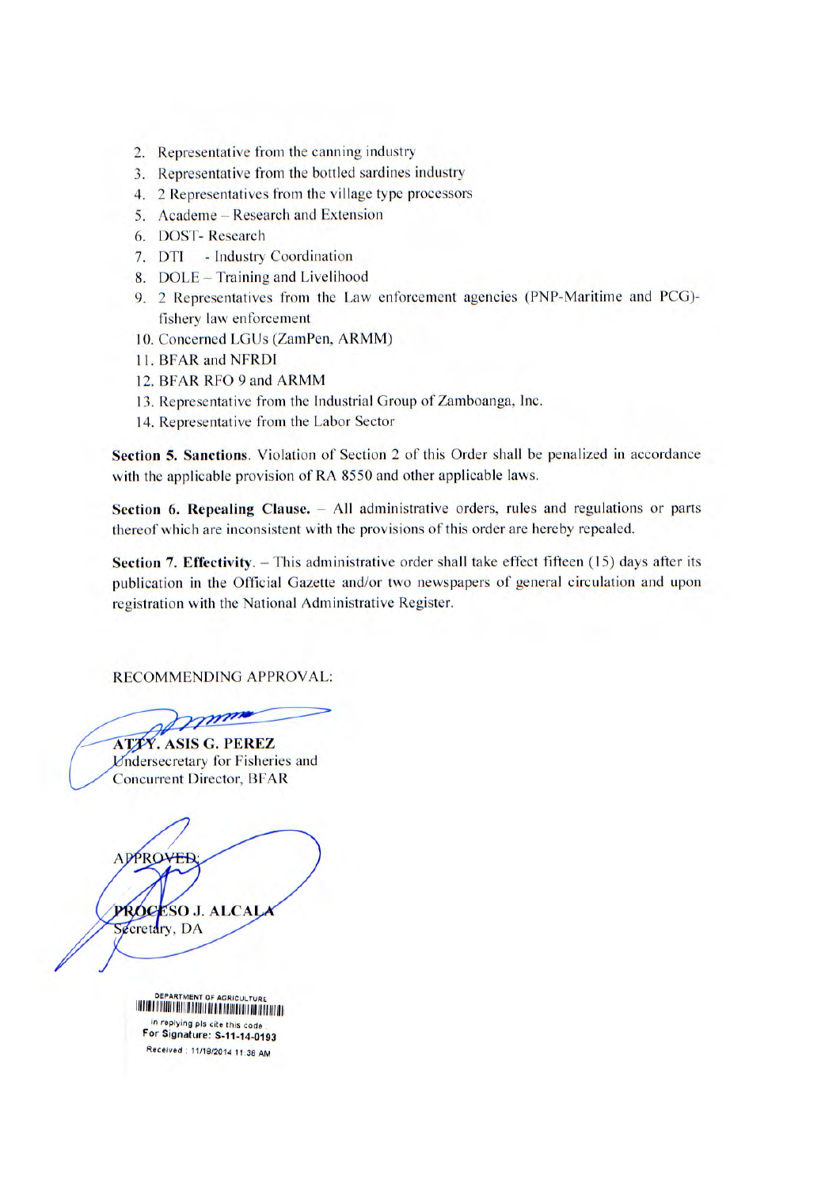2. Representative from the canning industry
3. Representative from the bottled sardines industry
4. 2 Representatives from the village type processors
5. Academe – Research and Extension
6. DOST- Research
7. DTI - Industry Coordination
8. DOLE – Training and Livelihood
9. 2 Representatives from the Law enforcement agencies (PNP-Maritime and PCG)- fishery law enforcement
10. Concerned LGUs (ZamPen, ARMM)
11. BFAR and NFRDI
12. BFAR RFO 9 and ARMM
13. Representative from the Industrial Group of Zamboanga, Inc.
14. Representative from the Labor Sector

**Section 5. Sanctions**. Violation of Section 2 of this Order shall be penalized in accordance with the applicable provision of RA 8550 and other applicable laws.

**Section 6. Repealing Clause.** – All administrative orders, rules and regulations or parts thereof which are inconsistent with the provisions of this order are hereby repealed.

**Section 7. Effectivity**. – This administrative order shall take effect fifteen (15) days after its publication in the Official Gazette and/or two newspapers of general circulation and upon registration with the National Administrative Register.

RECOMMENDING APPROVAL:

**ATTY. ASIS G. PEREZ**
Undersecretary for Fisheries and
Concurrent Director, BFAR

APPROVED:

**PROCESO J. ALCALA**
Secretary, DA

DEPARTMENT OF AGRICULTURE
In replying pls cite this code
For Signature: S-11-14-0193
Received : 11/18/2014 11:36 AM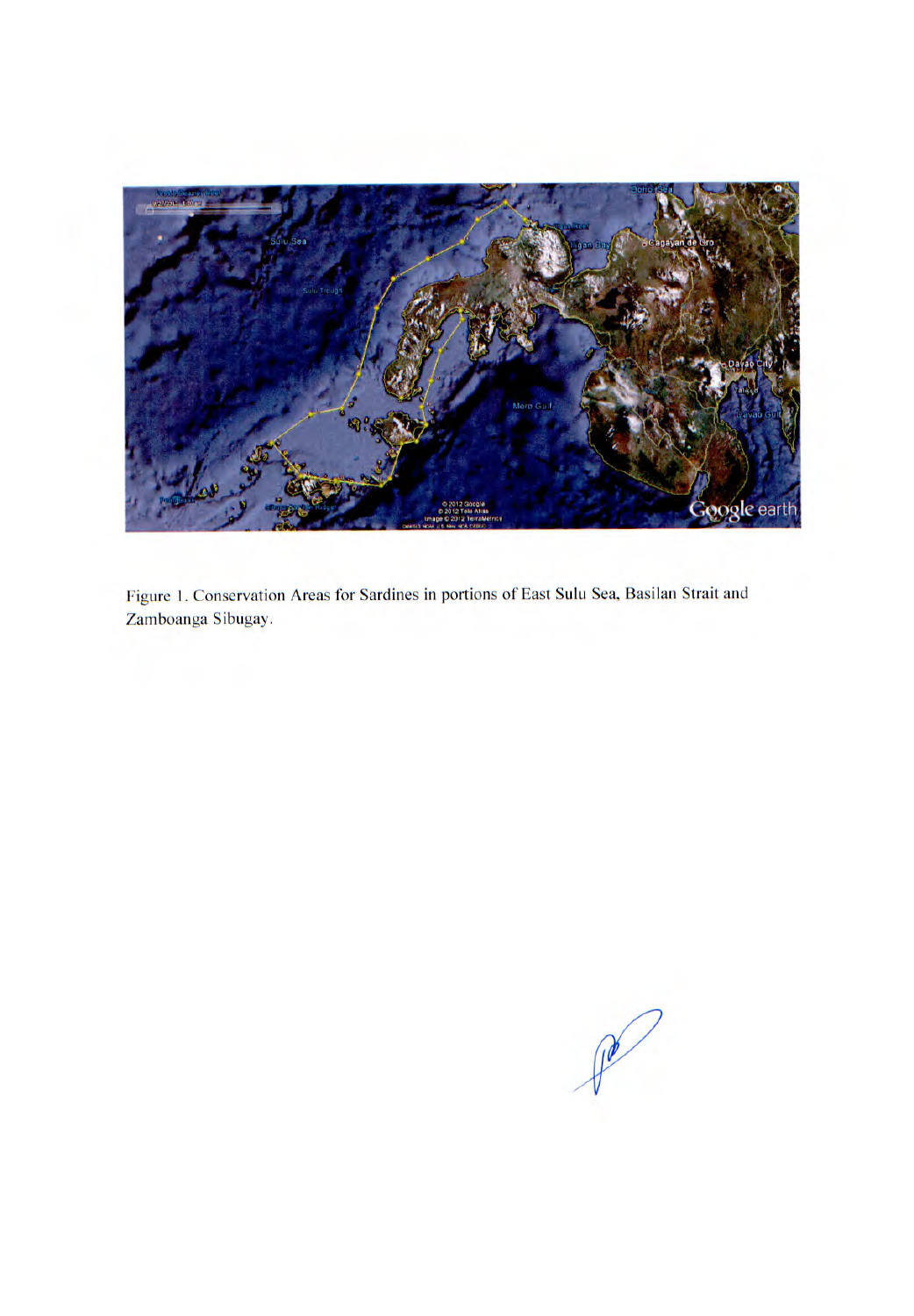Figure 1. Conservation Areas for Sardines in portions of East Sulu Sea, Basilan Strait and Zamboanga Sibugay.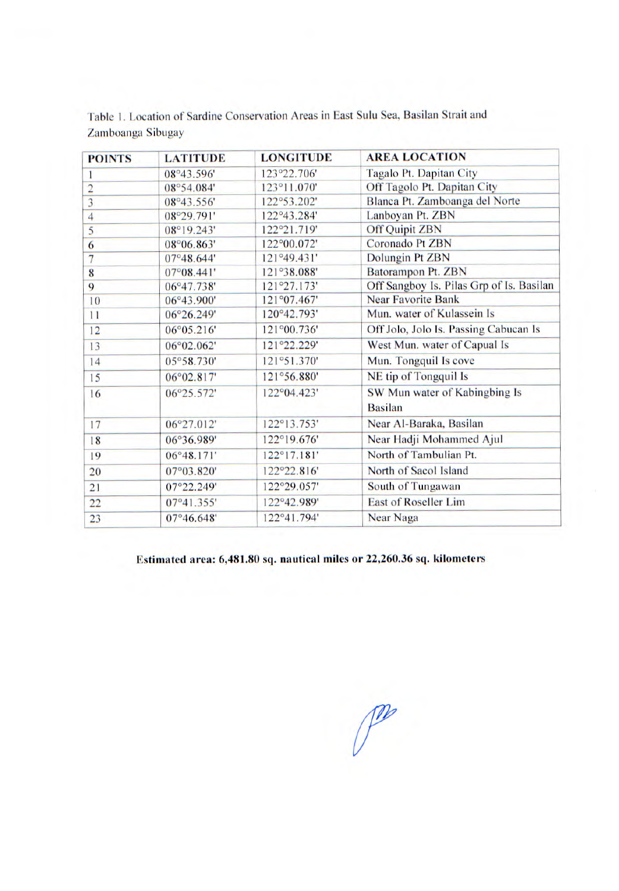Table 1. Location of Sardine Conservation Areas in East Sulu Sea, Basilan Strait and Zamboanga Sibugay

| POINTS | LATITUDE | LONGITUDE | AREA LOCATION |
|---|---|---|---|
| 1 | 08°43.596' | 123°22.706' | Tagalo Pt. Dapitan City |
| 2 | 08°54.084' | 123°11.070' | Off Tagolo Pt. Dapitan City |
| 3 | 08°43.556' | 122°53.202' | Blanca Pt. Zamboanga del Norte |
| 4 | 08°29.791' | 122°43.284' | Lanboyan Pt. ZBN |
| 5 | 08°19.243' | 122°21.719' | Off Quipit ZBN |
| 6 | 08°06.863' | 122°00.072' | Coronado Pt ZBN |
| 7 | 07°48.644' | 121°49.431' | Dolungin Pt ZBN |
| 8 | 07°08.441' | 121°38.088' | Batorampon Pt. ZBN |
| 9 | 06°47.738' | 121°27.173' | Off Sangboy Is. Pilas Grp of Is. Basilan |
| 10 | 06°43.900' | 121°07.467' | Near Favorite Bank |
| 11 | 06°26.249' | 120°42.793' | Mun. water of Kulassein Is |
| 12 | 06°05.216' | 121°00.736' | Off Jolo, Jolo Is. Passing Cabucan Is |
| 13 | 06°02.062' | 121°22.229' | West Mun. water of Capual Is |
| 14 | 05°58.730' | 121°51.370' | Mun. Tongquil Is cove |
| 15 | 06°02.817' | 121°56.880' | NE tip of Tongquil Is |
| 16 | 06°25.572' | 122°04.423' | SW Mun water of Kabingbing Is Basilan |
| 17 | 06°27.012' | 122°13.753' | Near Al-Baraka, Basilan |
| 18 | 06°36.989' | 122°19.676' | Near Hadji Mohammed Ajul |
| 19 | 06°48.171' | 122°17.181' | North of Tambulian Pt. |
| 20 | 07°03.820' | 122°22.816' | North of Sacol Island |
| 21 | 07°22.249' | 122°29.057' | South of Tungawan |
| 22 | 07°41.355' | 122°42.989' | East of Roseller Lim |
| 23 | 07°46.648' | 122°41.794' | Near Naga |

**Estimated area: 6,481.80 sq. nautical miles or 22,260.36 sq. kilometers**